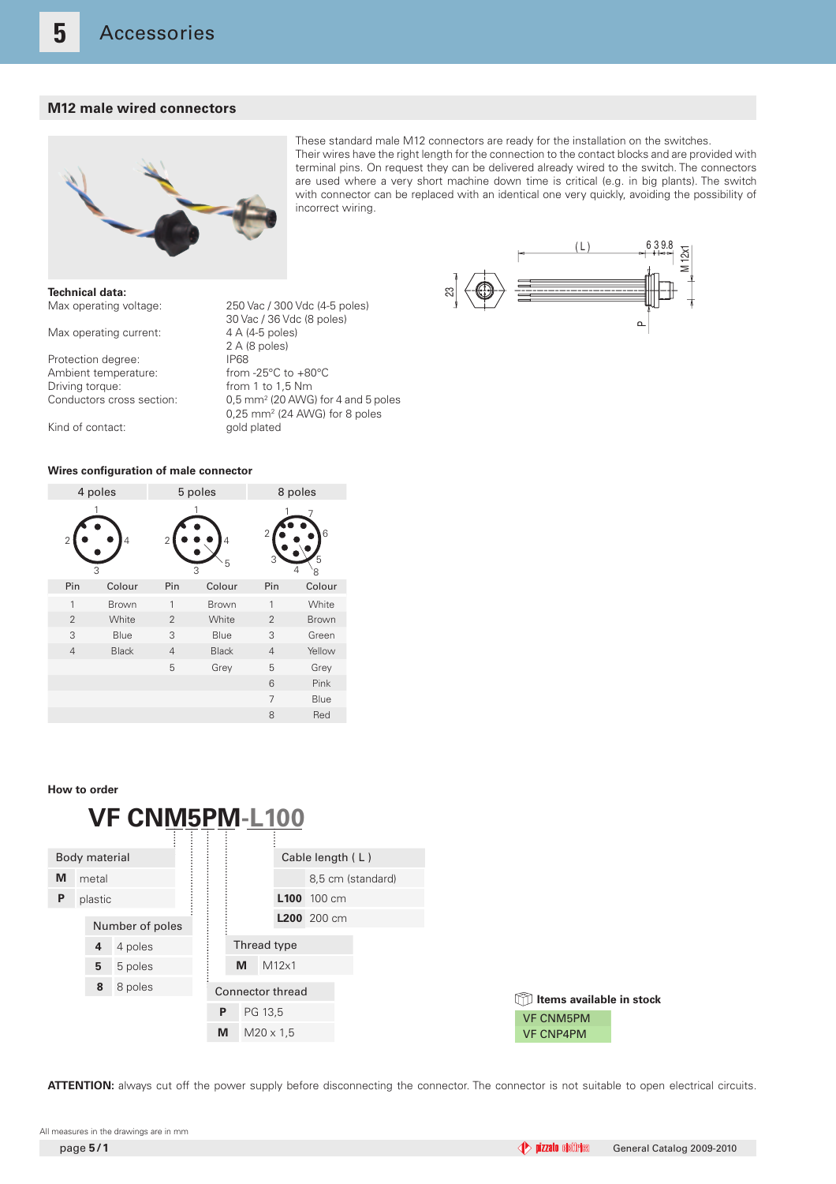# 5 Accessories

## M12 male wired connectors

These standard male M12 connectors are ready for the installation on the switches. Their wires have the right length for the connection to the contact blocks and are provided with terminal pins. On request they can be delivered already wired to the switch. The connectors are used where a very short machine down time is critical (e.g. in big plants). The switch with connector can be replaced with an identical one very quickly, avoiding the possibility of incorrect wiring.

**Technical data:**

| | |
|---|---|
| Max operating voltage: | 250 Vac / 300 Vdc (4-5 poles)<br>30 Vac / 36 Vdc (8 poles) |
| Max operating current: | 4 A (4-5 poles)<br>2 A (8 poles) |
| Protection degree: | IP68 |
| Ambient temperature: | from -25°C to +80°C |
| Driving torque: | from 1 to 1,5 Nm |
| Conductors cross section: | 0,5 mm² (20 AWG) for 4 and 5 poles<br>0,25 mm² (24 AWG) for 8 poles |
| Kind of contact: | gold plated |

### Wires configuration of male connector

| 4 poles | | 5 poles | | 8 poles | |
|---|---|---|---|---|---|
| Pin | Colour | Pin | Colour | Pin | Colour |
| 1 | Brown | 1 | Brown | 1 | White |
| 2 | White | 2 | White | 2 | Brown |
| 3 | Blue | 3 | Blue | 3 | Green |
| 4 | Black | 4 | Black | 4 | Yellow |
| | | 5 | Grey | 5 | Grey |
| | | | | 6 | Pink |
| | | | | 7 | Blue |
| | | | | 8 | Red |

### How to order

**VF CNM5PM-L100**

| Body material | |
|---|---|
| **M** | metal |
| **P** | plastic |

| Number of poles | |
|---|---|
| **4** | 4 poles |
| **5** | 5 poles |
| **8** | 8 poles |

| Connector thread | |
|---|---|
| **P** | PG 13,5 |
| **M** | M20 x 1,5 |

| Thread type | |
|---|---|
| **M** | M12x1 |

| Cable length ( L ) | |
|---|---|
| | 8,5 cm (standard) |
| **L100** | 100 cm |
| **L200** | 200 cm |

**Items available in stock**

- VF CNM5PM
- VF CNP4PM

**ATTENTION:** always cut off the power supply before disconnecting the connector. The connector is not suitable to open electrical circuits.

All measures in the drawings are in mm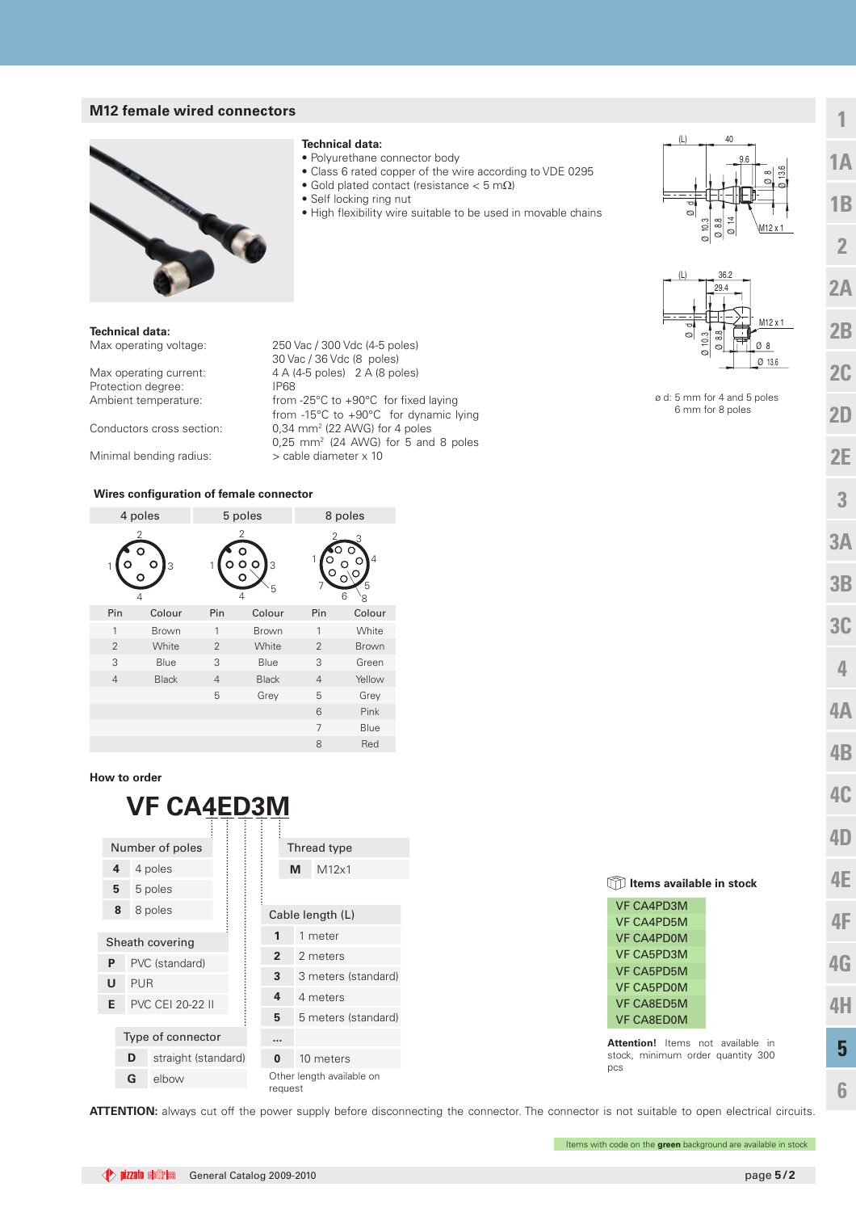## M12 female wired connectors

**Technical data:**
- Polyurethane connector body
- Class 6 rated copper of the wire according to VDE 0295
- Gold plated contact (resistance < 5 mΩ)
- Self locking ring nut
- High flexibility wire suitable to be used in movable chains

(L) 40 9.6 Ø 8 Ø 13.6 Ø d Ø 10.3 Ø 8.8 Ø 14 M12 x 1

(L) 36.2 29.4 M12 x 1 Ø d Ø 10.3 Ø 8.8 Ø 8 Ø 13.6

ø d: 5 mm for 4 and 5 poles
6 mm for 8 poles

**Technical data:**

| | |
|---|---|
| Max operating voltage: | 250 Vac / 300 Vdc (4-5 poles)<br>30 Vac / 36 Vdc (8 poles) |
| Max operating current: | 4 A (4-5 poles) 2 A (8 poles) |
| Protection degree: | IP68 |
| Ambient temperature: | from -25°C to +90°C for fixed laying<br>from -15°C to +90°C for dynamic lying |
| Conductors cross section: | 0,34 mm² (22 AWG) for 4 poles<br>0,25 mm² (24 AWG) for 5 and 8 poles |
| Minimal bending radius: | > cable diameter x 10 |

**Wires configuration of female connector**

| 4 poles | | 5 poles | | 8 poles | |
|---|---|---|---|---|---|
| Pin | Colour | Pin | Colour | Pin | Colour |
| 1 | Brown | 1 | Brown | 1 | White |
| 2 | White | 2 | White | 2 | Brown |
| 3 | Blue | 3 | Blue | 3 | Green |
| 4 | Black | 4 | Black | 4 | Yellow |
| | | 5 | Grey | 5 | Grey |
| | | | | 6 | Pink |
| | | | | 7 | Blue |
| | | | | 8 | Red |

**How to order**

# VF CA4ED3M

| Number of poles | |
|---|---|
| 4 | 4 poles |
| 5 | 5 poles |
| 8 | 8 poles |

| Sheath covering | |
|---|---|
| P | PVC (standard) |
| U | PUR |
| E | PVC CEI 20-22 II |

| Type of connector | |
|---|---|
| D | straight (standard) |
| G | elbow |

| Thread type | |
|---|---|
| M | M12x1 |

| Cable length (L) | |
|---|---|
| 1 | 1 meter |
| 2 | 2 meters |
| 3 | 3 meters (standard) |
| 4 | 4 meters |
| 5 | 5 meters (standard) |
| ... | |
| 0 | 10 meters |

Other length available on request

**Items available in stock**

- VF CA4PD3M
- VF CA4PD5M
- VF CA4PD0M
- VF CA5PD3M
- VF CA5PD5M
- VF CA5PD0M
- VF CA8ED5M
- VF CA8ED0M

**Attention!** Items not available in stock, minimum order quantity 300 pcs

**ATTENTION:** always cut off the power supply before disconnecting the connector. The connector is not suitable to open electrical circuits.

Items with code on the **green** background are available in stock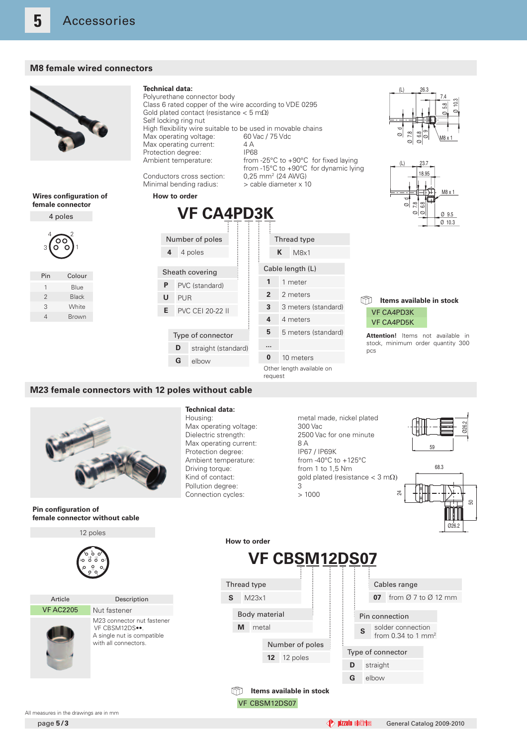# 5 Accessories

## M8 female wired connectors

**Technical data:**
Polyurethane connector body
Class 6 rated copper of the wire according to VDE 0295
Gold plated contact (resistance < 5 mΩ)
Self locking ring nut
High flexibility wire suitable to be used in movable chains

| | |
|---|---|
| Max operating voltage: | 60 Vac / 75 Vdc |
| Max operating current: | 4 A |
| Protection degree: | IP68 |
| Ambient temperature: | from -25°C to +90°C for fixed laying<br>from -15°C to +90°C for dynamic lying |
| Conductors cross section: | 0,25 mm² (24 AWG) |
| Minimal bending radius: | > cable diameter x 10 |

**Wires configuration of female connector**

4 poles

| Pin | Colour |
|---|---|
| 1 | Blue |
| 2 | Black |
| 3 | White |
| 4 | Brown |

**How to order**

**VF CA4PD3K**

| Number of poles | |
|---|---|
| 4 | 4 poles |

| Sheath covering | |
|---|---|
| P | PVC (standard) |
| U | PUR |
| E | PVC CEI 20-22 II |

| Type of connector | |
|---|---|
| D | straight (standard) |
| G | elbow |

| Thread type | |
|---|---|
| K | M8x1 |

| Cable length (L) | |
|---|---|
| 1 | 1 meter |
| 2 | 2 meters |
| 3 | 3 meters (standard) |
| 4 | 4 meters |
| 5 | 5 meters (standard) |
| ... | |
| 0 | 10 meters |

Other length available on request

**Items available in stock**

VF CA4PD3K
VF CA4PD5K

**Attention!** Items not available in stock, minimum order quantity 300 pcs

## M23 female connectors with 12 poles without cable

**Technical data:**

| | |
|---|---|
| Housing: | metal made, nickel plated |
| Max operating voltage: | 300 Vac |
| Dielectric strength: | 2500 Vac for one minute |
| Max operating current: | 8 A |
| Protection degree: | IP67 / IP69K |
| Ambient temperature: | from -40°C to +125°C |
| Driving torque: | from 1 to 1,5 Nm |
| Kind of contact: | gold plated (resistance < 3 mΩ) |
| Pollution degree: | 3 |
| Connection cycles: | > 1000 |

**Pin configuration of female connector without cable**

12 poles

| Article | Description |
|---|---|
| VF AC2205 | Nut fastener<br>M23 connector nut fastener VF CBSM12DS••. A single nut is compatible with all connectors. |

**How to order**

**VF CBSM12DS07**

| Thread type | |
|---|---|
| S | M23x1 |

| Body material | |
|---|---|
| M | metal |

| Number of poles | |
|---|---|
| 12 | 12 poles |

| Cables range | |
|---|---|
| 07 | from Ø 7 to Ø 12 mm |

| Pin connection | |
|---|---|
| S | solder connection from 0.34 to 1 mm² |

| Type of connector | |
|---|---|
| D | straight |
| G | elbow |

**Items available in stock**

VF CBSM12DS07

All measures in the drawings are in mm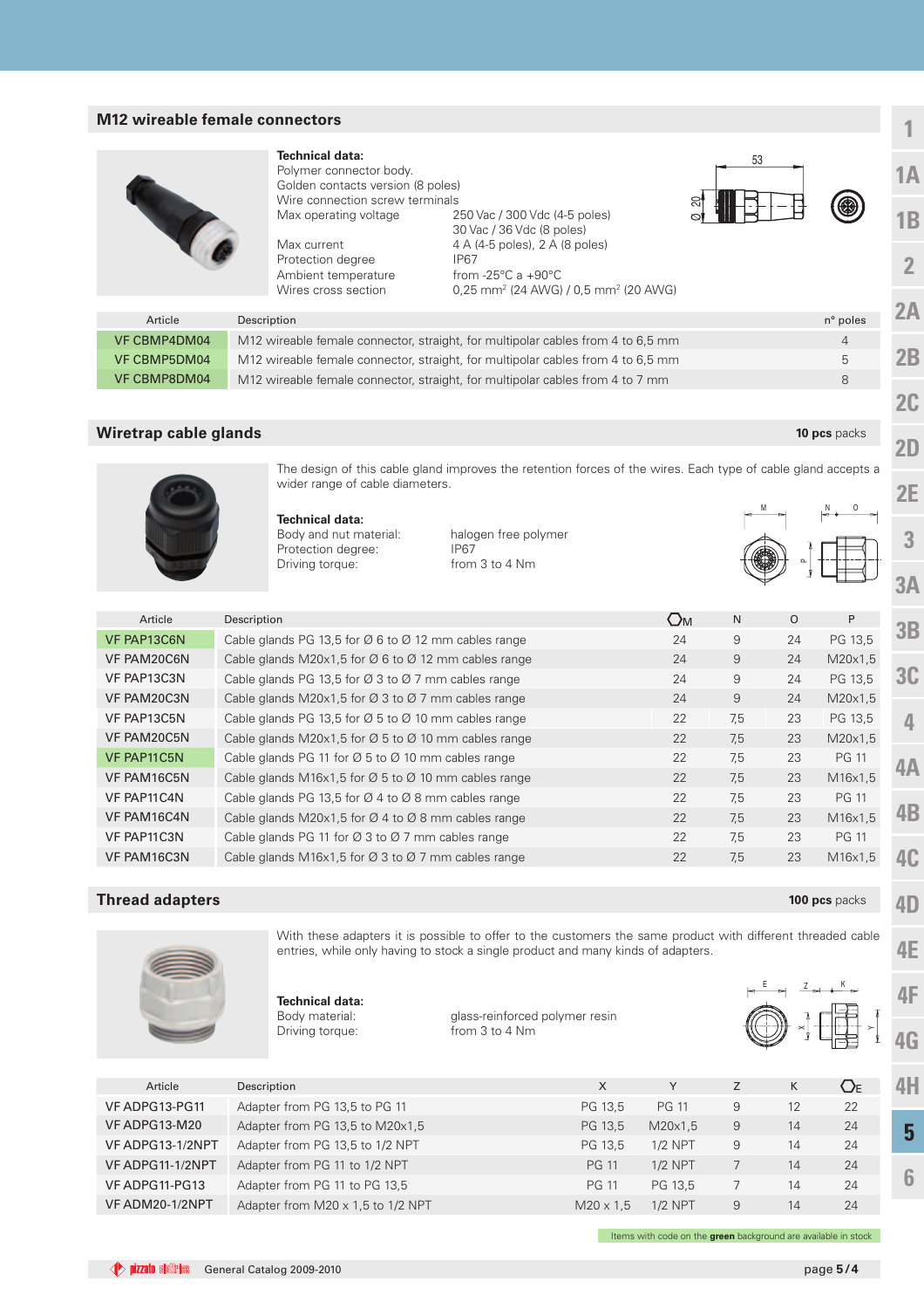## M12 wireable female connectors

**Technical data:**
Polymer connector body.
Golden contacts version (8 poles)
Wire connection screw terminals

| | |
|---|---|
| Max operating voltage | 250 Vac / 300 Vdc (4-5 poles) |
| | 30 Vac / 36 Vdc (8 poles) |
| Max current | 4 A (4-5 poles), 2 A (8 poles) |
| Protection degree | IP67 |
| Ambient temperature | from -25°C a +90°C |
| Wires cross section | 0,25 mm² (24 AWG) / 0,5 mm² (20 AWG) |

53

Ø 20

| Article | Description | n° poles |
|---|---|---|
| VF CBMP4DM04 | M12 wireable female connector, straight, for multipolar cables from 4 to 6,5 mm | 4 |
| VF CBMP5DM04 | M12 wireable female connector, straight, for multipolar cables from 4 to 6,5 mm | 5 |
| VF CBMP8DM04 | M12 wireable female connector, straight, for multipolar cables from 4 to 7 mm | 8 |

## Wiretrap cable glands

**10 pcs** packs

The design of this cable gland improves the retention forces of the wires. Each type of cable gland accepts a wider range of cable diameters.

**Technical data:**

| | |
|---|---|
| Body and nut material: | halogen free polymer |
| Protection degree: | IP67 |
| Driving torque: | from 3 to 4 Nm |

M N O P

| Article | Description | M | N | O | P |
|---|---|---|---|---|---|
| VF PAP13C6N | Cable glands PG 13,5 for Ø 6 to Ø 12 mm cables range | 24 | 9 | 24 | PG 13,5 |
| VF PAM20C6N | Cable glands M20x1,5 for Ø 6 to Ø 12 mm cables range | 24 | 9 | 24 | M20x1,5 |
| VF PAP13C3N | Cable glands PG 13,5 for Ø 3 to Ø 7 mm cables range | 24 | 9 | 24 | PG 13,5 |
| VF PAM20C3N | Cable glands M20x1,5 for Ø 3 to Ø 7 mm cables range | 24 | 9 | 24 | M20x1,5 |
| VF PAP13C5N | Cable glands PG 13,5 for Ø 5 to Ø 10 mm cables range | 22 | 7,5 | 23 | PG 13,5 |
| VF PAM20C5N | Cable glands M20x1,5 for Ø 5 to Ø 10 mm cables range | 22 | 7,5 | 23 | M20x1,5 |
| VF PAP11C5N | Cable glands PG 11 for Ø 5 to Ø 10 mm cables range | 22 | 7,5 | 23 | PG 11 |
| VF PAM16C5N | Cable glands M16x1,5 for Ø 5 to Ø 10 mm cables range | 22 | 7,5 | 23 | M16x1,5 |
| VF PAP11C4N | Cable glands PG 13,5 for Ø 4 to Ø 8 mm cables range | 22 | 7,5 | 23 | PG 11 |
| VF PAM16C4N | Cable glands M20x1,5 for Ø 4 to Ø 8 mm cables range | 22 | 7,5 | 23 | M16x1,5 |
| VF PAP11C3N | Cable glands PG 11 for Ø 3 to Ø 7 mm cables range | 22 | 7,5 | 23 | PG 11 |
| VF PAM16C3N | Cable glands M16x1,5 for Ø 3 to Ø 7 mm cables range | 22 | 7,5 | 23 | M16x1,5 |

## Thread adapters

**100 pcs** packs

With these adapters it is possible to offer to the customers the same product with different threaded cable entries, while only having to stock a single product and many kinds of adapters.

**Technical data:**

| | |
|---|---|
| Body material: | glass-reinforced polymer resin |
| Driving torque: | from 3 to 4 Nm |

E Z K X Y

| Article | Description | X | Y | Z | K | E |
|---|---|---|---|---|---|---|
| VF ADPG13-PG11 | Adapter from PG 13,5 to PG 11 | PG 13,5 | PG 11 | 9 | 12 | 22 |
| VF ADPG13-M20 | Adapter from PG 13,5 to M20x1,5 | PG 13,5 | M20x1,5 | 9 | 14 | 24 |
| VF ADPG13-1/2NPT | Adapter from PG 13,5 to 1/2 NPT | PG 13,5 | 1/2 NPT | 9 | 14 | 24 |
| VF ADPG11-1/2NPT | Adapter from PG 11 to 1/2 NPT | PG 11 | 1/2 NPT | 7 | 14 | 24 |
| VF ADPG11-PG13 | Adapter from PG 11 to PG 13,5 | PG 11 | PG 13,5 | 7 | 14 | 24 |
| VF ADM20-1/2NPT | Adapter from M20 x 1,5 to 1/2 NPT | M20 x 1,5 | 1/2 NPT | 9 | 14 | 24 |

Items with code on the **green** background are available in stock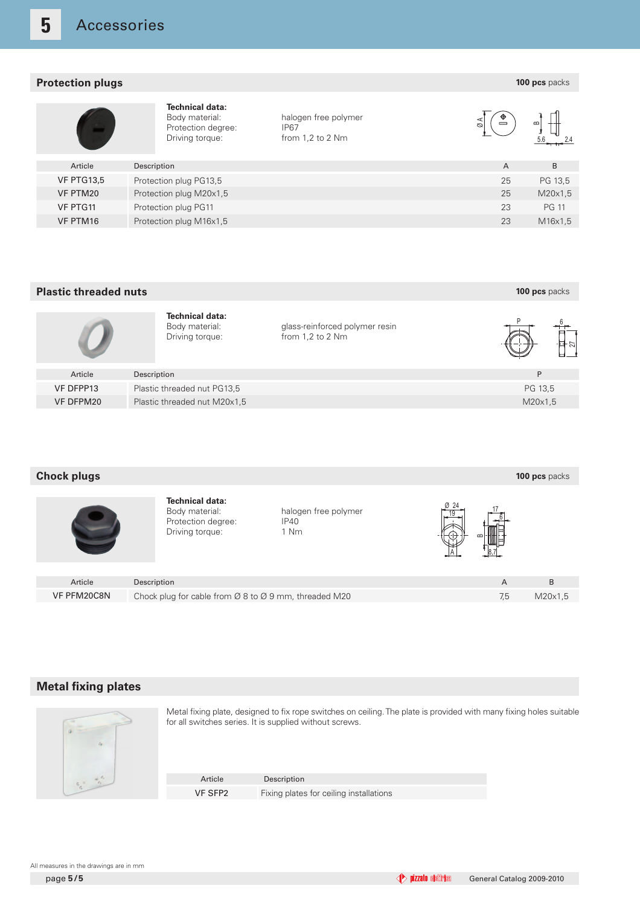# 5 Accessories

## Protection plugs

**100 pcs** packs

**Technical data:**

| | |
|---|---|
| Body material: | halogen free polymer |
| Protection degree: | IP67 |
| Driving torque: | from 1,2 to 2 Nm |

| Article | Description | A | B |
|---|---|---|---|
| VF PTG13,5 | Protection plug PG13,5 | 25 | PG 13,5 |
| VF PTM20 | Protection plug M20x1,5 | 25 | M20x1,5 |
| VF PTG11 | Protection plug PG11 | 23 | PG 11 |
| VF PTM16 | Protection plug M16x1,5 | 23 | M16x1,5 |

## Plastic threaded nuts

**100 pcs** packs

**Technical data:**

| | |
|---|---|
| Body material: | glass-reinforced polymer resin |
| Driving torque: | from 1,2 to 2 Nm |

| Article | Description | P |
|---|---|---|
| VF DFPP13 | Plastic threaded nut PG13,5 | PG 13,5 |
| VF DFPM20 | Plastic threaded nut M20x1,5 | M20x1,5 |

## Chock plugs

**100 pcs** packs

**Technical data:**

| | |
|---|---|
| Body material: | halogen free polymer |
| Protection degree: | IP40 |
| Driving torque: | 1 Nm |

| Article | Description | A | B |
|---|---|---|---|
| VF PFM20C8N | Chock plug for cable from Ø 8 to Ø 9 mm, threaded M20 | 7,5 | M20x1,5 |

## Metal fixing plates

Metal fixing plate, designed to fix rope switches on ceiling. The plate is provided with many fixing holes suitable for all switches series. It is supplied without screws.

| Article | Description |
|---|---|
| VF SFP2 | Fixing plates for ceiling installations |

All measures in the drawings are in mm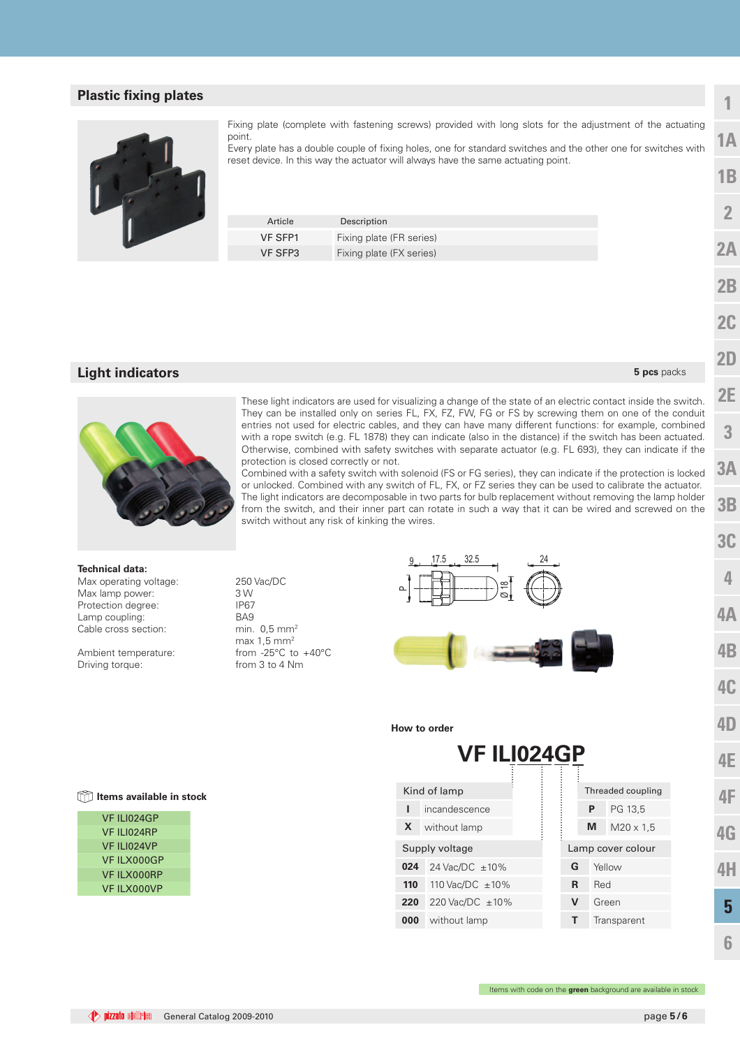## Plastic fixing plates

Fixing plate (complete with fastening screws) provided with long slots for the adjustment of the actuating point.
Every plate has a double couple of fixing holes, one for standard switches and the other one for switches with reset device. In this way the actuator will always have the same actuating point.

| Article | Description |
|---|---|
| VF SFP1 | Fixing plate (FR series) |
| VF SFP3 | Fixing plate (FX series) |

## Light indicators

**5 pcs** packs

These light indicators are used for visualizing a change of the state of an electric contact inside the switch. They can be installed only on series FL, FX, FZ, FW, FG or FS by screwing them on one of the conduit entries not used for electric cables, and they can have many different functions: for example, combined with a rope switch (e.g. FL 1878) they can indicate (also in the distance) if the switch has been actuated. Otherwise, combined with safety switches with separate actuator (e.g. FL 693), they can indicate if the protection is closed correctly or not.
Combined with a safety switch with solenoid (FS or FG series), they can indicate if the protection is locked or unlocked. Combined with any switch of FL, FX, or FZ series they can be used to calibrate the actuator.
The light indicators are decomposable in two parts for bulb replacement without removing the lamp holder from the switch, and their inner part can rotate in such a way that it can be wired and screwed on the switch without any risk of kinking the wires.

**Technical data:**

| | |
|---|---|
| Max operating voltage: | 250 Vac/DC |
| Max lamp power: | 3 W |
| Protection degree: | IP67 |
| Lamp coupling: | BA9 |
| Cable cross section: | min. 0,5 mm² max 1,5 mm² |
| Ambient temperature: | from -25°C to +40°C |
| Driving torque: | from 3 to 4 Nm |

9
17.5
32.5
24
P
Ø 18

**Items available in stock**

- VF ILI024GP
- VF ILI024RP
- VF ILI024VP
- VF ILX000GP
- VF ILX000RP
- VF ILX000VP

**How to order**

**VF ILI024GP**

| Kind of lamp | |
|---|---|
| **I** | incandescence |
| **X** | without lamp |

| Supply voltage | |
|---|---|
| **024** | 24 Vac/DC ±10% |
| **110** | 110 Vac/DC ±10% |
| **220** | 220 Vac/DC ±10% |
| **000** | without lamp |

| Threaded coupling | |
|---|---|
| **P** | PG 13,5 |
| **M** | M20 x 1,5 |

| Lamp cover colour | |
|---|---|
| **G** | Yellow |
| **R** | Red |
| **V** | Green |
| **T** | Transparent |

Items with code on the **green** background are available in stock